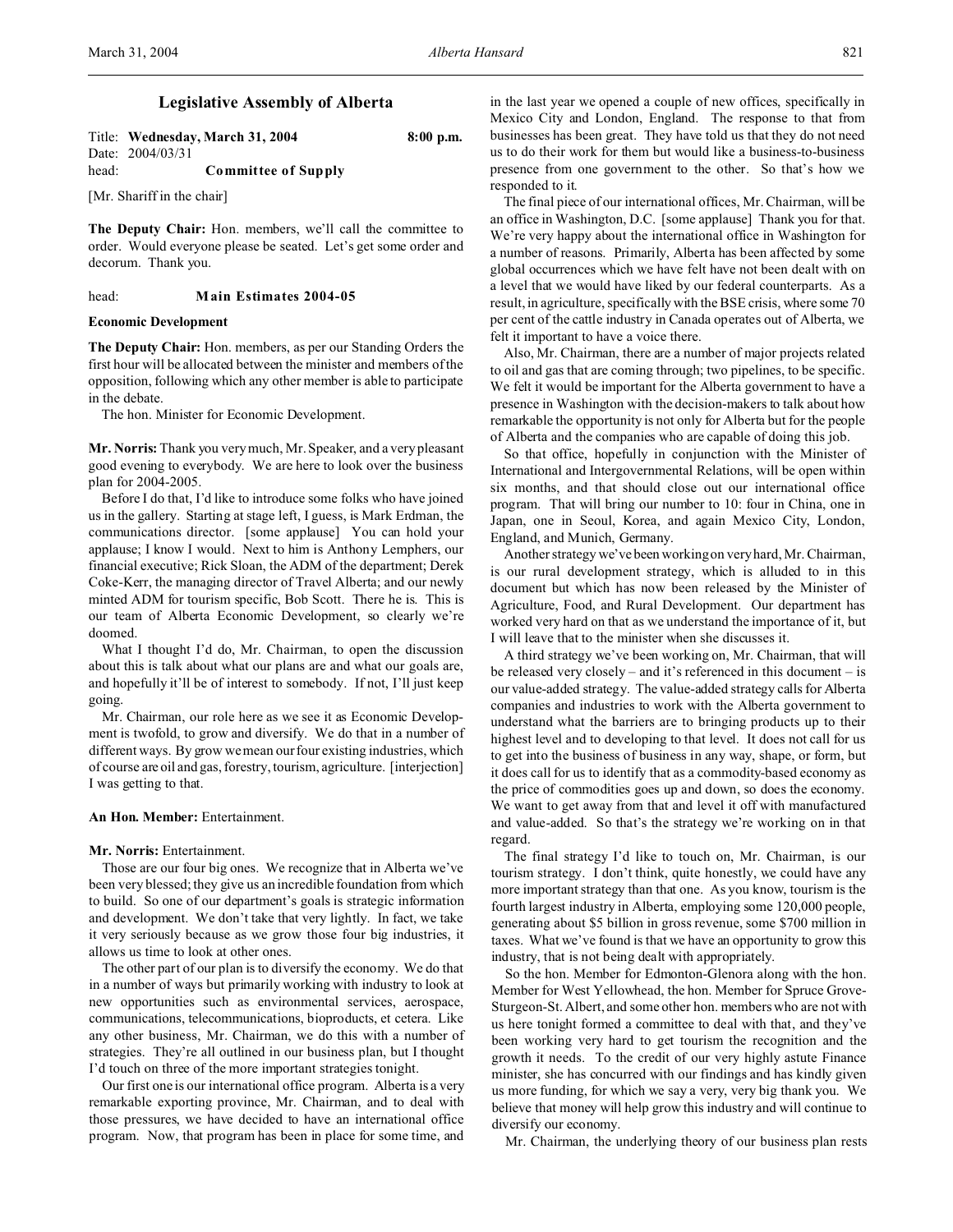## Legislative Assembly of Alberta

Title: **Wednesday, March 31, 2004** **8:00 p.m.**
Date: 2004/03/31
head: **Committee of Supply**

[Mr. Shariff in the chair]

**The Deputy Chair:** Hon. members, we'll call the committee to order. Would everyone please be seated. Let's get some order and decorum. Thank you.

head: **Main Estimates 2004-05**

**Economic Development**

**The Deputy Chair:** Hon. members, as per our Standing Orders the first hour will be allocated between the minister and members of the opposition, following which any other member is able to participate in the debate.

The hon. Minister for Economic Development.

**Mr. Norris:** Thank you very much, Mr. Speaker, and a very pleasant good evening to everybody. We are here to look over the business plan for 2004-2005.

Before I do that, I'd like to introduce some folks who have joined us in the gallery. Starting at stage left, I guess, is Mark Erdman, the communications director. [some applause] You can hold your applause; I know I would. Next to him is Anthony Lemphers, our financial executive; Rick Sloan, the ADM of the department; Derek Coke-Kerr, the managing director of Travel Alberta; and our newly minted ADM for tourism specific, Bob Scott. There he is. This is our team of Alberta Economic Development, so clearly we're doomed.

What I thought I'd do, Mr. Chairman, to open the discussion about this is talk about what our plans are and what our goals are, and hopefully it'll be of interest to somebody. If not, I'll just keep going.

Mr. Chairman, our role here as we see it as Economic Development is twofold, to grow and diversify. We do that in a number of different ways. By grow we mean our four existing industries, which of course are oil and gas, forestry, tourism, agriculture. [interjection] I was getting to that.

**An Hon. Member:** Entertainment.

**Mr. Norris:** Entertainment.

Those are our four big ones. We recognize that in Alberta we've been very blessed; they give us an incredible foundation from which to build. So one of our department's goals is strategic information and development. We don't take that very lightly. In fact, we take it very seriously because as we grow those four big industries, it allows us time to look at other ones.

The other part of our plan is to diversify the economy. We do that in a number of ways but primarily working with industry to look at new opportunities such as environmental services, aerospace, communications, telecommunications, bioproducts, et cetera. Like any other business, Mr. Chairman, we do this with a number of strategies. They're all outlined in our business plan, but I thought I'd touch on three of the more important strategies tonight.

Our first one is our international office program. Alberta is a very remarkable exporting province, Mr. Chairman, and to deal with those pressures, we have decided to have an international office program. Now, that program has been in place for some time, and in the last year we opened a couple of new offices, specifically in Mexico City and London, England. The response to that from businesses has been great. They have told us that they do not need us to do their work for them but would like a business-to-business presence from one government to the other. So that's how we responded to it.

The final piece of our international offices, Mr. Chairman, will be an office in Washington, D.C. [some applause] Thank you for that. We're very happy about the international office in Washington for a number of reasons. Primarily, Alberta has been affected by some global occurrences which we have felt have not been dealt with on a level that we would have liked by our federal counterparts. As a result, in agriculture, specifically with the BSE crisis, where some 70 per cent of the cattle industry in Canada operates out of Alberta, we felt it important to have a voice there.

Also, Mr. Chairman, there are a number of major projects related to oil and gas that are coming through; two pipelines, to be specific. We felt it would be important for the Alberta government to have a presence in Washington with the decision-makers to talk about how remarkable the opportunity is not only for Alberta but for the people of Alberta and the companies who are capable of doing this job.

So that office, hopefully in conjunction with the Minister of International and Intergovernmental Relations, will be open within six months, and that should close out our international office program. That will bring our number to 10: four in China, one in Japan, one in Seoul, Korea, and again Mexico City, London, England, and Munich, Germany.

Another strategy we've been working on very hard, Mr. Chairman, is our rural development strategy, which is alluded to in this document but which has now been released by the Minister of Agriculture, Food, and Rural Development. Our department has worked very hard on that as we understand the importance of it, but I will leave that to the minister when she discusses it.

A third strategy we've been working on, Mr. Chairman, that will be released very closely – and it's referenced in this document – is our value-added strategy. The value-added strategy calls for Alberta companies and industries to work with the Alberta government to understand what the barriers are to bringing products up to their highest level and to developing to that level. It does not call for us to get into the business of business in any way, shape, or form, but it does call for us to identify that as a commodity-based economy as the price of commodities goes up and down, so does the economy. We want to get away from that and level it off with manufactured and value-added. So that's the strategy we're working on in that regard.

The final strategy I'd like to touch on, Mr. Chairman, is our tourism strategy. I don't think, quite honestly, we could have any more important strategy than that one. As you know, tourism is the fourth largest industry in Alberta, employing some 120,000 people, generating about $5 billion in gross revenue, some $700 million in taxes. What we've found is that we have an opportunity to grow this industry, that is not being dealt with appropriately.

So the hon. Member for Edmonton-Glenora along with the hon. Member for West Yellowhead, the hon. Member for Spruce Grove-Sturgeon-St. Albert, and some other hon. members who are not with us here tonight formed a committee to deal with that, and they've been working very hard to get tourism the recognition and the growth it needs. To the credit of our very highly astute Finance minister, she has concurred with our findings and has kindly given us more funding, for which we say a very, very big thank you. We believe that money will help grow this industry and will continue to diversify our economy.

Mr. Chairman, the underlying theory of our business plan rests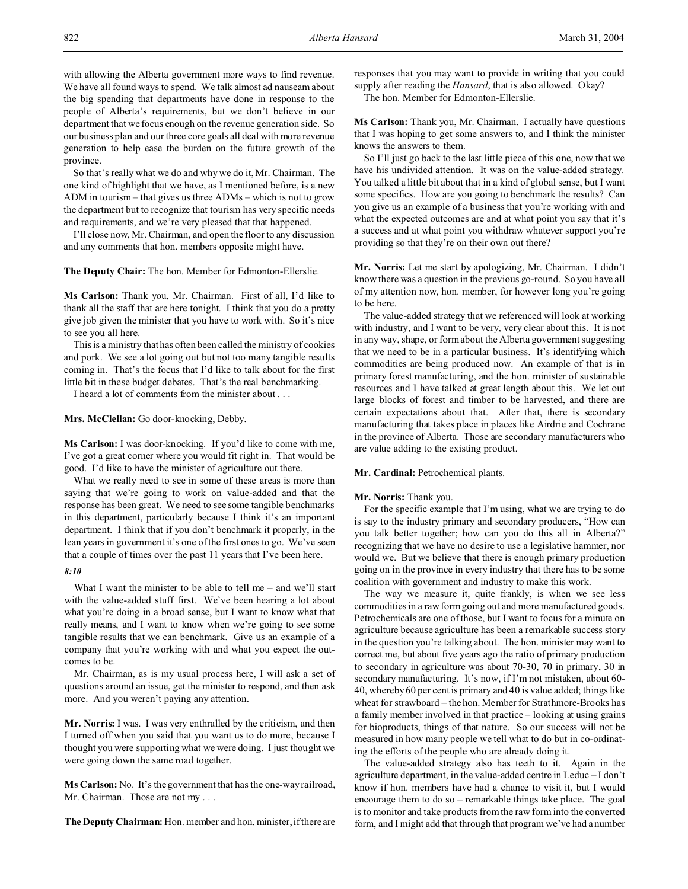with allowing the Alberta government more ways to find revenue. We have all found ways to spend. We talk almost ad nauseam about the big spending that departments have done in response to the people of Alberta's requirements, but we don't believe in our department that we focus enough on the revenue generation side. So our business plan and our three core goals all deal with more revenue generation to help ease the burden on the future growth of the province.

So that's really what we do and why we do it, Mr. Chairman. The one kind of highlight that we have, as I mentioned before, is a new ADM in tourism – that gives us three ADMs – which is not to grow the department but to recognize that tourism has very specific needs and requirements, and we're very pleased that that happened.

I'll close now, Mr. Chairman, and open the floor to any discussion and any comments that hon. members opposite might have.

**The Deputy Chair:** The hon. Member for Edmonton-Ellerslie.

**Ms Carlson:** Thank you, Mr. Chairman. First of all, I'd like to thank all the staff that are here tonight. I think that you do a pretty give job given the minister that you have to work with. So it's nice to see you all here.

This is a ministry that has often been called the ministry of cookies and pork. We see a lot going out but not too many tangible results coming in. That's the focus that I'd like to talk about for the first little bit in these budget debates. That's the real benchmarking.

I heard a lot of comments from the minister about . . .

**Mrs. McClellan:** Go door-knocking, Debby.

**Ms Carlson:** I was door-knocking. If you'd like to come with me, I've got a great corner where you would fit right in. That would be good. I'd like to have the minister of agriculture out there.

What we really need to see in some of these areas is more than saying that we're going to work on value-added and that the response has been great. We need to see some tangible benchmarks in this department, particularly because I think it's an important department. I think that if you don't benchmark it properly, in the lean years in government it's one of the first ones to go. We've seen that a couple of times over the past 11 years that I've been here.

*8:10*

What I want the minister to be able to tell me – and we'll start with the value-added stuff first. We've been hearing a lot about what you're doing in a broad sense, but I want to know what that really means, and I want to know when we're going to see some tangible results that we can benchmark. Give us an example of a company that you're working with and what you expect the outcomes to be.

Mr. Chairman, as is my usual process here, I will ask a set of questions around an issue, get the minister to respond, and then ask more. And you weren't paying any attention.

**Mr. Norris:** I was. I was very enthralled by the criticism, and then I turned off when you said that you want us to do more, because I thought you were supporting what we were doing. I just thought we were going down the same road together.

**Ms Carlson:** No. It's the government that has the one-way railroad, Mr. Chairman. Those are not my . . .

**The Deputy Chairman:** Hon. member and hon. minister, if there are responses that you may want to provide in writing that you could supply after reading the *Hansard*, that is also allowed. Okay?

The hon. Member for Edmonton-Ellerslie.

**Ms Carlson:** Thank you, Mr. Chairman. I actually have questions that I was hoping to get some answers to, and I think the minister knows the answers to them.

So I'll just go back to the last little piece of this one, now that we have his undivided attention. It was on the value-added strategy. You talked a little bit about that in a kind of global sense, but I want some specifics. How are you going to benchmark the results? Can you give us an example of a business that you're working with and what the expected outcomes are and at what point you say that it's a success and at what point you withdraw whatever support you're providing so that they're on their own out there?

**Mr. Norris:** Let me start by apologizing, Mr. Chairman. I didn't know there was a question in the previous go-round. So you have all of my attention now, hon. member, for however long you're going to be here.

The value-added strategy that we referenced will look at working with industry, and I want to be very, very clear about this. It is not in any way, shape, or form about the Alberta government suggesting that we need to be in a particular business. It's identifying which commodities are being produced now. An example of that is in primary forest manufacturing, and the hon. minister of sustainable resources and I have talked at great length about this. We let out large blocks of forest and timber to be harvested, and there are certain expectations about that. After that, there is secondary manufacturing that takes place in places like Airdrie and Cochrane in the province of Alberta. Those are secondary manufacturers who are value adding to the existing product.

**Mr. Cardinal:** Petrochemical plants.

**Mr. Norris:** Thank you.

For the specific example that I'm using, what we are trying to do is say to the industry primary and secondary producers, "How can you talk better together; how can you do this all in Alberta?" recognizing that we have no desire to use a legislative hammer, nor would we. But we believe that there is enough primary production going on in the province in every industry that there has to be some coalition with government and industry to make this work.

The way we measure it, quite frankly, is when we see less commodities in a raw form going out and more manufactured goods. Petrochemicals are one of those, but I want to focus for a minute on agriculture because agriculture has been a remarkable success story in the question you're talking about. The hon. minister may want to correct me, but about five years ago the ratio of primary production to secondary in agriculture was about 70-30, 70 in primary, 30 in secondary manufacturing. It's now, if I'm not mistaken, about 60-40, whereby 60 per cent is primary and 40 is value added; things like wheat for strawboard – the hon. Member for Strathmore-Brooks has a family member involved in that practice – looking at using grains for bioproducts, things of that nature. So our success will not be measured in how many people we tell what to do but in co-ordinating the efforts of the people who are already doing it.

The value-added strategy also has teeth to it. Again in the agriculture department, in the value-added centre in Leduc – I don't know if hon. members have had a chance to visit it, but I would encourage them to do so – remarkable things take place. The goal is to monitor and take products from the raw form into the converted form, and I might add that through that program we've had a number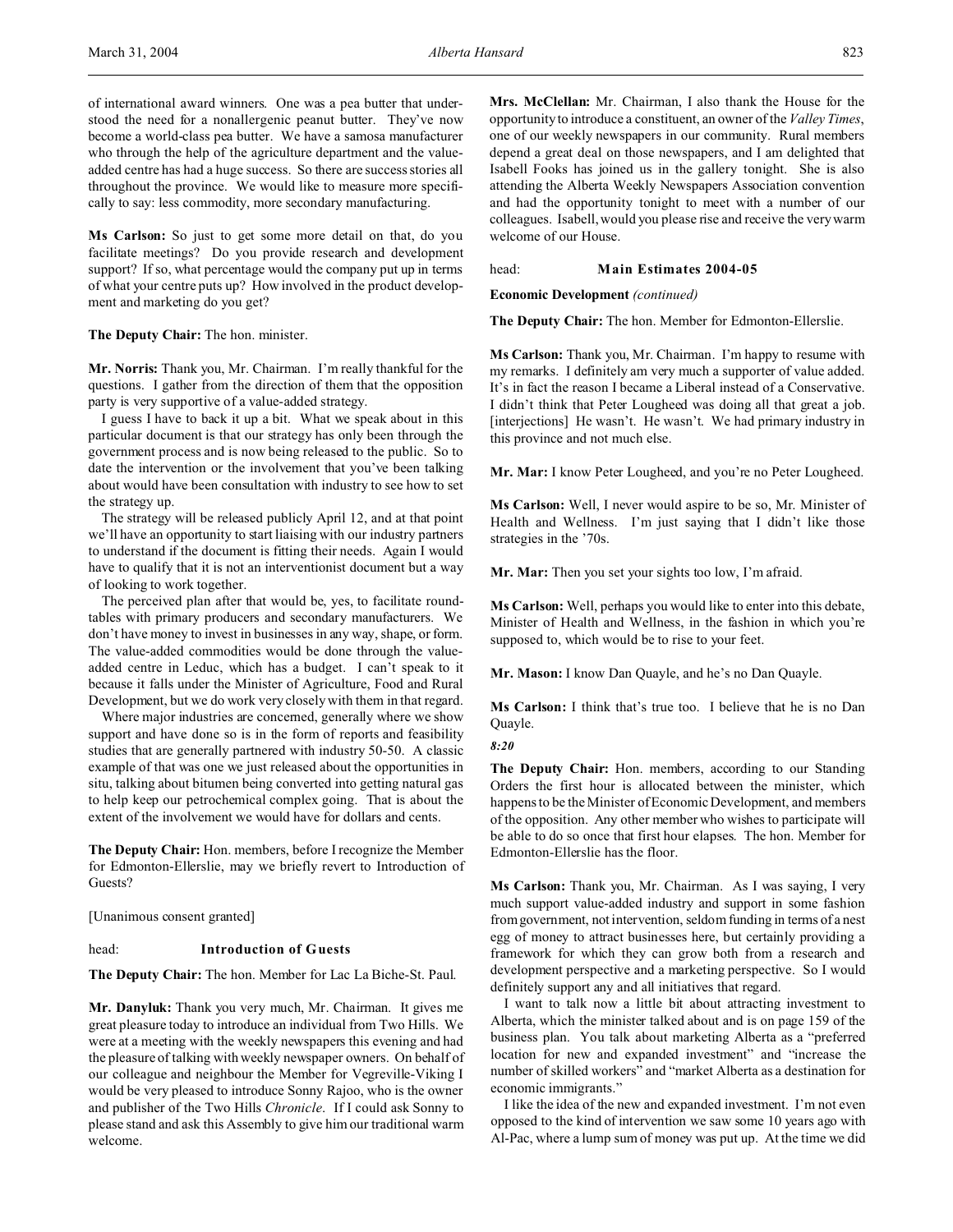of international award winners. One was a pea butter that understood the need for a nonallergenic peanut butter. They've now become a world-class pea butter. We have a samosa manufacturer who through the help of the agriculture department and the value-added centre has had a huge success. So there are success stories all throughout the province. We would like to measure more specifically to say: less commodity, more secondary manufacturing.

**Ms Carlson:** So just to get some more detail on that, do you facilitate meetings? Do you provide research and development support? If so, what percentage would the company put up in terms of what your centre puts up? How involved in the product development and marketing do you get?

**The Deputy Chair:** The hon. minister.

**Mr. Norris:** Thank you, Mr. Chairman. I'm really thankful for the questions. I gather from the direction of them that the opposition party is very supportive of a value-added strategy.

I guess I have to back it up a bit. What we speak about in this particular document is that our strategy has only been through the government process and is now being released to the public. So to date the intervention or the involvement that you've been talking about would have been consultation with industry to see how to set the strategy up.

The strategy will be released publicly April 12, and at that point we'll have an opportunity to start liaising with our industry partners to understand if the document is fitting their needs. Again I would have to qualify that it is not an interventionist document but a way of looking to work together.

The perceived plan after that would be, yes, to facilitate roundtables with primary producers and secondary manufacturers. We don't have money to invest in businesses in any way, shape, or form. The value-added commodities would be done through the value-added centre in Leduc, which has a budget. I can't speak to it because it falls under the Minister of Agriculture, Food and Rural Development, but we do work very closely with them in that regard.

Where major industries are concerned, generally where we show support and have done so is in the form of reports and feasibility studies that are generally partnered with industry 50-50. A classic example of that was one we just released about the opportunities in situ, talking about bitumen being converted into getting natural gas to help keep our petrochemical complex going. That is about the extent of the involvement we would have for dollars and cents.

**The Deputy Chair:** Hon. members, before I recognize the Member for Edmonton-Ellerslie, may we briefly revert to Introduction of Guests?

[Unanimous consent granted]

head: **Introduction of Guests**

**The Deputy Chair:** The hon. Member for Lac La Biche-St. Paul.

**Mr. Danyluk:** Thank you very much, Mr. Chairman. It gives me great pleasure today to introduce an individual from Two Hills. We were at a meeting with the weekly newspapers this evening and had the pleasure of talking with weekly newspaper owners. On behalf of our colleague and neighbour the Member for Vegreville-Viking I would be very pleased to introduce Sonny Rajoo, who is the owner and publisher of the Two Hills *Chronicle*. If I could ask Sonny to please stand and ask this Assembly to give him our traditional warm welcome.

**Mrs. McClellan:** Mr. Chairman, I also thank the House for the opportunity to introduce a constituent, an owner of the *Valley Times*, one of our weekly newspapers in our community. Rural members depend a great deal on those newspapers, and I am delighted that Isabell Fooks has joined us in the gallery tonight. She is also attending the Alberta Weekly Newspapers Association convention and had the opportunity tonight to meet with a number of our colleagues. Isabell, would you please rise and receive the very warm welcome of our House.

head: **Main Estimates 2004-05**

**Economic Development** *(continued)*

**The Deputy Chair:** The hon. Member for Edmonton-Ellerslie.

**Ms Carlson:** Thank you, Mr. Chairman. I'm happy to resume with my remarks. I definitely am very much a supporter of value added. It's in fact the reason I became a Liberal instead of a Conservative. I didn't think that Peter Lougheed was doing all that great a job. [interjections] He wasn't. He wasn't. We had primary industry in this province and not much else.

**Mr. Mar:** I know Peter Lougheed, and you're no Peter Lougheed.

**Ms Carlson:** Well, I never would aspire to be so, Mr. Minister of Health and Wellness. I'm just saying that I didn't like those strategies in the '70s.

**Mr. Mar:** Then you set your sights too low, I'm afraid.

**Ms Carlson:** Well, perhaps you would like to enter into this debate, Minister of Health and Wellness, in the fashion in which you're supposed to, which would be to rise to your feet.

**Mr. Mason:** I know Dan Quayle, and he's no Dan Quayle.

**Ms Carlson:** I think that's true too. I believe that he is no Dan Quayle.

*8:20*

**The Deputy Chair:** Hon. members, according to our Standing Orders the first hour is allocated between the minister, which happens to be the Minister of Economic Development, and members of the opposition. Any other member who wishes to participate will be able to do so once that first hour elapses. The hon. Member for Edmonton-Ellerslie has the floor.

**Ms Carlson:** Thank you, Mr. Chairman. As I was saying, I very much support value-added industry and support in some fashion from government, not intervention, seldom funding in terms of a nest egg of money to attract businesses here, but certainly providing a framework for which they can grow both from a research and development perspective and a marketing perspective. So I would definitely support any and all initiatives that regard.

I want to talk now a little bit about attracting investment to Alberta, which the minister talked about and is on page 159 of the business plan. You talk about marketing Alberta as a "preferred location for new and expanded investment" and "increase the number of skilled workers" and "market Alberta as a destination for economic immigrants."

I like the idea of the new and expanded investment. I'm not even opposed to the kind of intervention we saw some 10 years ago with Al-Pac, where a lump sum of money was put up. At the time we did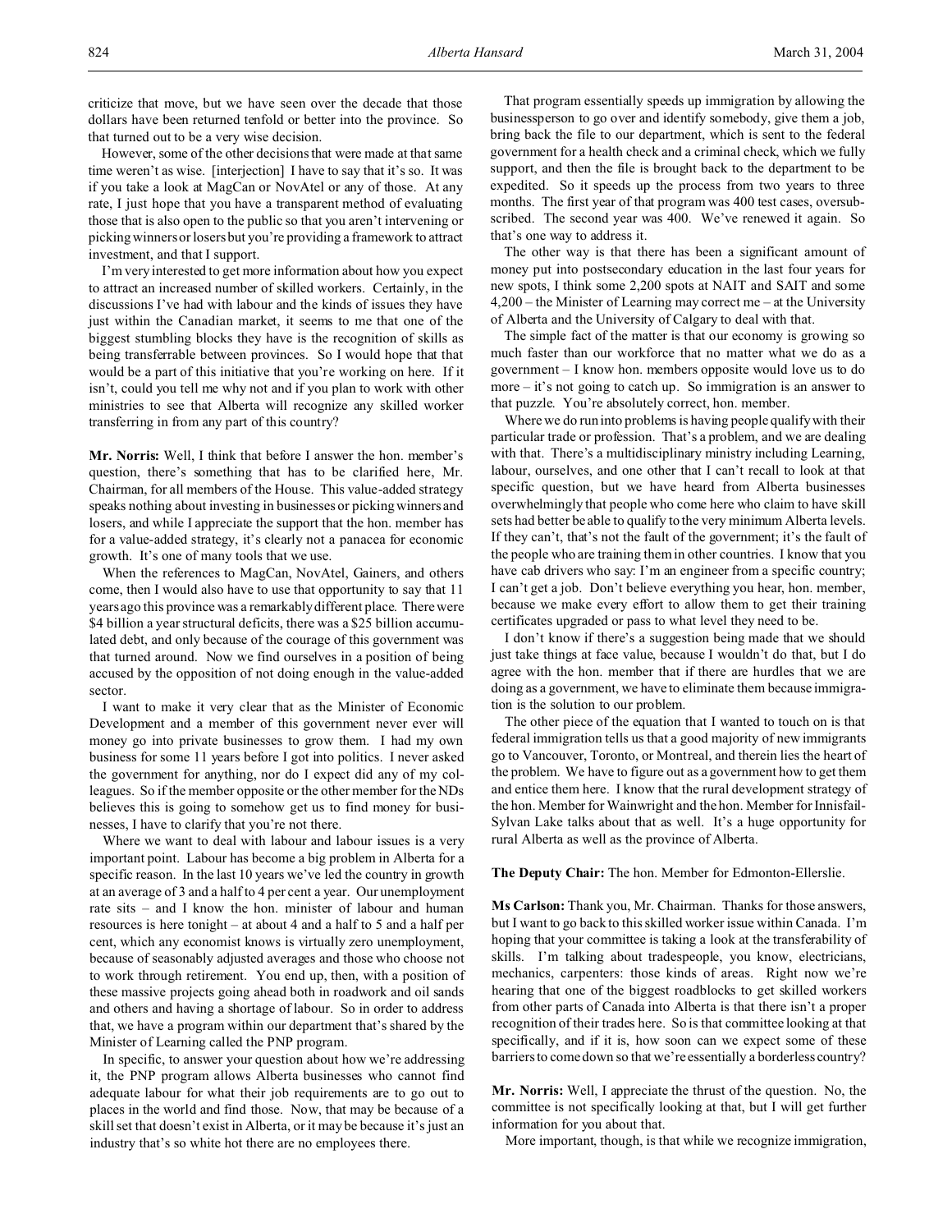criticize that move, but we have seen over the decade that those dollars have been returned tenfold or better into the province. So that turned out to be a very wise decision.

However, some of the other decisions that were made at that same time weren't as wise. [interjection] I have to say that it's so. It was if you take a look at MagCan or NovAtel or any of those. At any rate, I just hope that you have a transparent method of evaluating those that is also open to the public so that you aren't intervening or picking winners or losers but you're providing a framework to attract investment, and that I support.

I'm very interested to get more information about how you expect to attract an increased number of skilled workers. Certainly, in the discussions I've had with labour and the kinds of issues they have just within the Canadian market, it seems to me that one of the biggest stumbling blocks they have is the recognition of skills as being transferrable between provinces. So I would hope that that would be a part of this initiative that you're working on here. If it isn't, could you tell me why not and if you plan to work with other ministries to see that Alberta will recognize any skilled worker transferring in from any part of this country?

**Mr. Norris:** Well, I think that before I answer the hon. member's question, there's something that has to be clarified here, Mr. Chairman, for all members of the House. This value-added strategy speaks nothing about investing in businesses or picking winners and losers, and while I appreciate the support that the hon. member has for a value-added strategy, it's clearly not a panacea for economic growth. It's one of many tools that we use.

When the references to MagCan, NovAtel, Gainers, and others come, then I would also have to use that opportunity to say that 11 years ago this province was a remarkably different place. There were $4 billion a year structural deficits, there was a $25 billion accumulated debt, and only because of the courage of this government was that turned around. Now we find ourselves in a position of being accused by the opposition of not doing enough in the value-added sector.

I want to make it very clear that as the Minister of Economic Development and a member of this government never ever will money go into private businesses to grow them. I had my own business for some 11 years before I got into politics. I never asked the government for anything, nor do I expect did any of my colleagues. So if the member opposite or the other member for the NDs believes this is going to somehow get us to find money for businesses, I have to clarify that you're not there.

Where we want to deal with labour and labour issues is a very important point. Labour has become a big problem in Alberta for a specific reason. In the last 10 years we've led the country in growth at an average of 3 and a half to 4 per cent a year. Our unemployment rate sits – and I know the hon. minister of labour and human resources is here tonight – at about 4 and a half to 5 and a half per cent, which any economist knows is virtually zero unemployment, because of seasonably adjusted averages and those who choose not to work through retirement. You end up, then, with a position of these massive projects going ahead both in roadwork and oil sands and others and having a shortage of labour. So in order to address that, we have a program within our department that's shared by the Minister of Learning called the PNP program.

In specific, to answer your question about how we're addressing it, the PNP program allows Alberta businesses who cannot find adequate labour for what their job requirements are to go out to places in the world and find those. Now, that may be because of a skill set that doesn't exist in Alberta, or it may be because it's just an industry that's so white hot there are no employees there.

That program essentially speeds up immigration by allowing the businessperson to go over and identify somebody, give them a job, bring back the file to our department, which is sent to the federal government for a health check and a criminal check, which we fully support, and then the file is brought back to the department to be expedited. So it speeds up the process from two years to three months. The first year of that program was 400 test cases, oversubscribed. The second year was 400. We've renewed it again. So that's one way to address it.

The other way is that there has been a significant amount of money put into postsecondary education in the last four years for new spots, I think some 2,200 spots at NAIT and SAIT and some 4,200 – the Minister of Learning may correct me – at the University of Alberta and the University of Calgary to deal with that.

The simple fact of the matter is that our economy is growing so much faster than our workforce that no matter what we do as a government – I know hon. members opposite would love us to do more – it's not going to catch up. So immigration is an answer to that puzzle. You're absolutely correct, hon. member.

Where we do run into problems is having people qualify with their particular trade or profession. That's a problem, and we are dealing with that. There's a multidisciplinary ministry including Learning, labour, ourselves, and one other that I can't recall to look at that specific question, but we have heard from Alberta businesses overwhelmingly that people who come here who claim to have skill sets had better be able to qualify to the very minimum Alberta levels. If they can't, that's not the fault of the government; it's the fault of the people who are training them in other countries. I know that you have cab drivers who say: I'm an engineer from a specific country; I can't get a job. Don't believe everything you hear, hon. member, because we make every effort to allow them to get their training certificates upgraded or pass to what level they need to be.

I don't know if there's a suggestion being made that we should just take things at face value, because I wouldn't do that, but I do agree with the hon. member that if there are hurdles that we are doing as a government, we have to eliminate them because immigration is the solution to our problem.

The other piece of the equation that I wanted to touch on is that federal immigration tells us that a good majority of new immigrants go to Vancouver, Toronto, or Montreal, and therein lies the heart of the problem. We have to figure out as a government how to get them and entice them here. I know that the rural development strategy of the hon. Member for Wainwright and the hon. Member for Innisfail-Sylvan Lake talks about that as well. It's a huge opportunity for rural Alberta as well as the province of Alberta.

**The Deputy Chair:** The hon. Member for Edmonton-Ellerslie.

**Ms Carlson:** Thank you, Mr. Chairman. Thanks for those answers, but I want to go back to this skilled worker issue within Canada. I'm hoping that your committee is taking a look at the transferability of skills. I'm talking about tradespeople, you know, electricians, mechanics, carpenters: those kinds of areas. Right now we're hearing that one of the biggest roadblocks to get skilled workers from other parts of Canada into Alberta is that there isn't a proper recognition of their trades here. So is that committee looking at that specifically, and if it is, how soon can we expect some of these barriers to come down so that we're essentially a borderless country?

**Mr. Norris:** Well, I appreciate the thrust of the question. No, the committee is not specifically looking at that, but I will get further information for you about that.

More important, though, is that while we recognize immigration,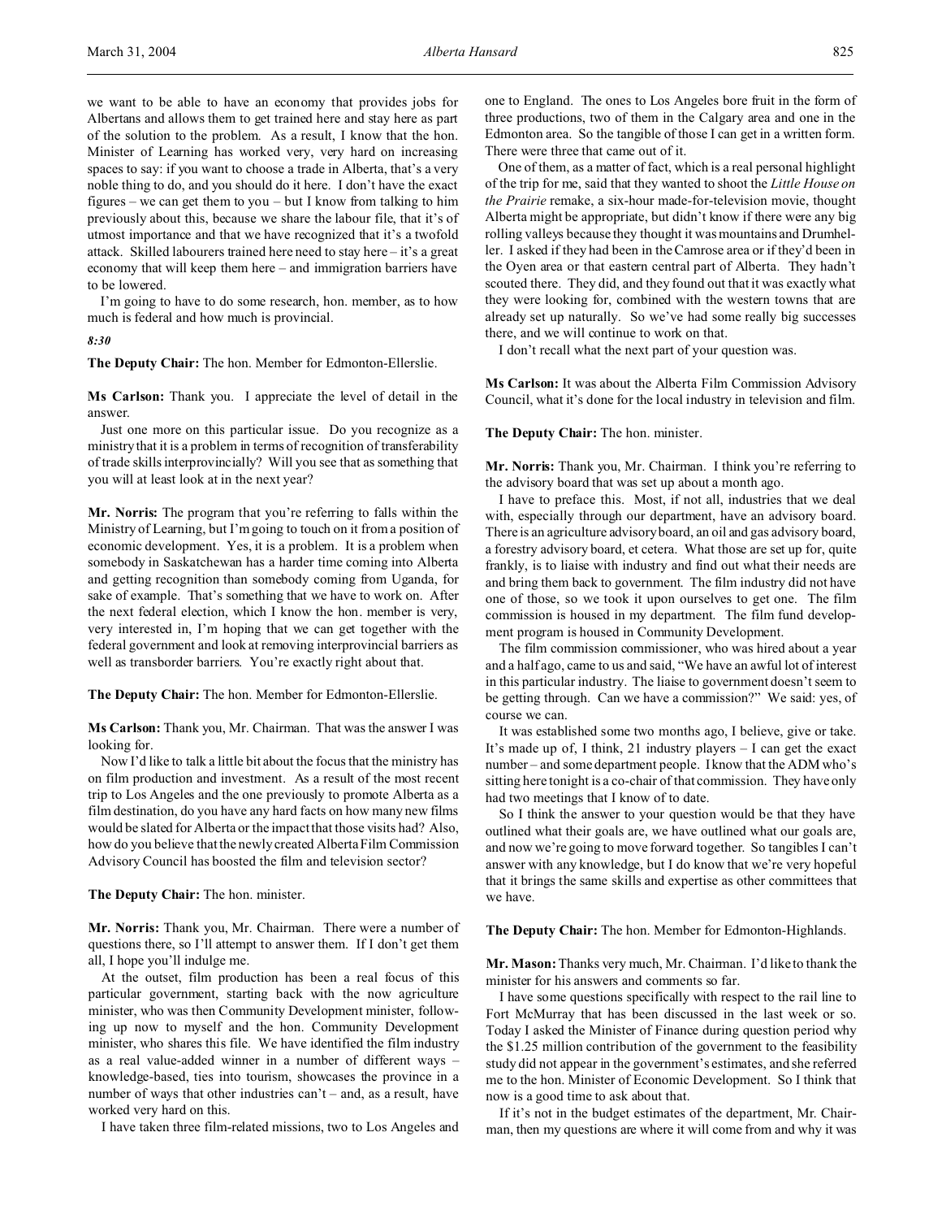we want to be able to have an economy that provides jobs for Albertans and allows them to get trained here and stay here as part of the solution to the problem. As a result, I know that the hon. Minister of Learning has worked very, very hard on increasing spaces to say: if you want to choose a trade in Alberta, that's a very noble thing to do, and you should do it here. I don't have the exact figures – we can get them to you – but I know from talking to him previously about this, because we share the labour file, that it's of utmost importance and that we have recognized that it's a twofold attack. Skilled labourers trained here need to stay here – it's a great economy that will keep them here – and immigration barriers have to be lowered.

I'm going to have to do some research, hon. member, as to how much is federal and how much is provincial.

*8:30*

**The Deputy Chair:** The hon. Member for Edmonton-Ellerslie.

**Ms Carlson:** Thank you. I appreciate the level of detail in the answer.

Just one more on this particular issue. Do you recognize as a ministry that it is a problem in terms of recognition of transferability of trade skills interprovincially? Will you see that as something that you will at least look at in the next year?

**Mr. Norris:** The program that you're referring to falls within the Ministry of Learning, but I'm going to touch on it from a position of economic development. Yes, it is a problem. It is a problem when somebody in Saskatchewan has a harder time coming into Alberta and getting recognition than somebody coming from Uganda, for sake of example. That's something that we have to work on. After the next federal election, which I know the hon. member is very, very interested in, I'm hoping that we can get together with the federal government and look at removing interprovincial barriers as well as transborder barriers. You're exactly right about that.

**The Deputy Chair:** The hon. Member for Edmonton-Ellerslie.

**Ms Carlson:** Thank you, Mr. Chairman. That was the answer I was looking for.

Now I'd like to talk a little bit about the focus that the ministry has on film production and investment. As a result of the most recent trip to Los Angeles and the one previously to promote Alberta as a film destination, do you have any hard facts on how many new films would be slated for Alberta or the impact that those visits had? Also, how do you believe that the newly created Alberta Film Commission Advisory Council has boosted the film and television sector?

**The Deputy Chair:** The hon. minister.

**Mr. Norris:** Thank you, Mr. Chairman. There were a number of questions there, so I'll attempt to answer them. If I don't get them all, I hope you'll indulge me.

At the outset, film production has been a real focus of this particular government, starting back with the now agriculture minister, who was then Community Development minister, following up now to myself and the hon. Community Development minister, who shares this file. We have identified the film industry as a real value-added winner in a number of different ways – knowledge-based, ties into tourism, showcases the province in a number of ways that other industries can't – and, as a result, have worked very hard on this.

I have taken three film-related missions, two to Los Angeles and one to England. The ones to Los Angeles bore fruit in the form of three productions, two of them in the Calgary area and one in the Edmonton area. So the tangible of those I can get in a written form. There were three that came out of it.

One of them, as a matter of fact, which is a real personal highlight of the trip for me, said that they wanted to shoot the *Little House on the Prairie* remake, a six-hour made-for-television movie, thought Alberta might be appropriate, but didn't know if there were any big rolling valleys because they thought it was mountains and Drumheller. I asked if they had been in the Camrose area or if they'd been in the Oyen area or that eastern central part of Alberta. They hadn't scouted there. They did, and they found out that it was exactly what they were looking for, combined with the western towns that are already set up naturally. So we've had some really big successes there, and we will continue to work on that.

I don't recall what the next part of your question was.

**Ms Carlson:** It was about the Alberta Film Commission Advisory Council, what it's done for the local industry in television and film.

**The Deputy Chair:** The hon. minister.

**Mr. Norris:** Thank you, Mr. Chairman. I think you're referring to the advisory board that was set up about a month ago.

I have to preface this. Most, if not all, industries that we deal with, especially through our department, have an advisory board. There is an agriculture advisory board, an oil and gas advisory board, a forestry advisory board, et cetera. What those are set up for, quite frankly, is to liaise with industry and find out what their needs are and bring them back to government. The film industry did not have one of those, so we took it upon ourselves to get one. The film commission is housed in my department. The film fund development program is housed in Community Development.

The film commission commissioner, who was hired about a year and a half ago, came to us and said, "We have an awful lot of interest in this particular industry. The liaise to government doesn't seem to be getting through. Can we have a commission?" We said: yes, of course we can.

It was established some two months ago, I believe, give or take. It's made up of, I think, 21 industry players – I can get the exact number – and some department people. I know that the ADM who's sitting here tonight is a co-chair of that commission. They have only had two meetings that I know of to date.

So I think the answer to your question would be that they have outlined what their goals are, we have outlined what our goals are, and now we're going to move forward together. So tangibles I can't answer with any knowledge, but I do know that we're very hopeful that it brings the same skills and expertise as other committees that we have.

**The Deputy Chair:** The hon. Member for Edmonton-Highlands.

**Mr. Mason:** Thanks very much, Mr. Chairman. I'd like to thank the minister for his answers and comments so far.

I have some questions specifically with respect to the rail line to Fort McMurray that has been discussed in the last week or so. Today I asked the Minister of Finance during question period why the $1.25 million contribution of the government to the feasibility study did not appear in the government's estimates, and she referred me to the hon. Minister of Economic Development. So I think that now is a good time to ask about that.

If it's not in the budget estimates of the department, Mr. Chairman, then my questions are where it will come from and why it was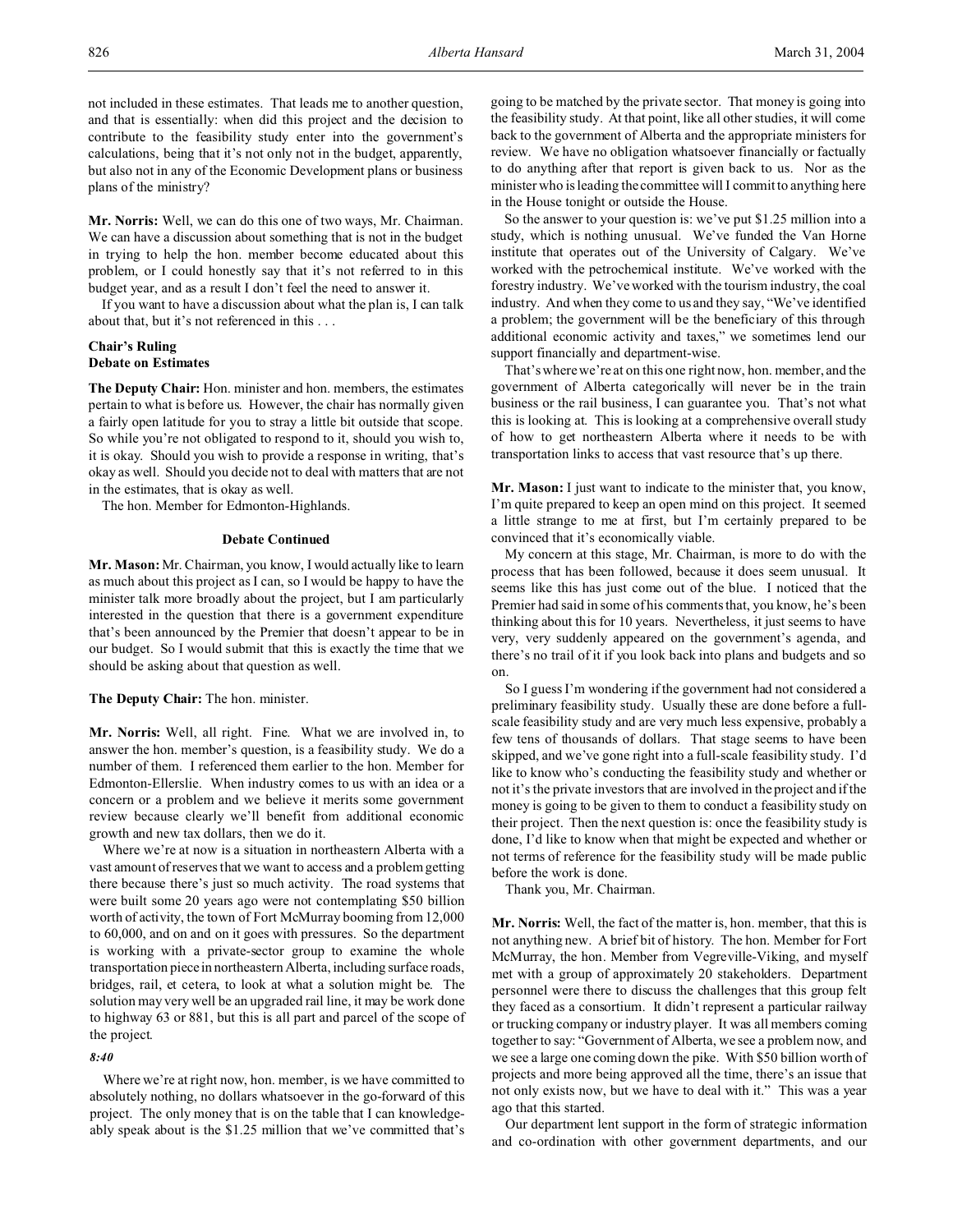not included in these estimates. That leads me to another question, and that is essentially: when did this project and the decision to contribute to the feasibility study enter into the government's calculations, being that it's not only not in the budget, apparently, but also not in any of the Economic Development plans or business plans of the ministry?

**Mr. Norris:** Well, we can do this one of two ways, Mr. Chairman. We can have a discussion about something that is not in the budget in trying to help the hon. member become educated about this problem, or I could honestly say that it's not referred to in this budget year, and as a result I don't feel the need to answer it.

If you want to have a discussion about what the plan is, I can talk about that, but it's not referenced in this . . .

### Chair's Ruling
### Debate on Estimates

**The Deputy Chair:** Hon. minister and hon. members, the estimates pertain to what is before us. However, the chair has normally given a fairly open latitude for you to stray a little bit outside that scope. So while you're not obligated to respond to it, should you wish to, it is okay. Should you wish to provide a response in writing, that's okay as well. Should you decide not to deal with matters that are not in the estimates, that is okay as well.

The hon. Member for Edmonton-Highlands.

### Debate Continued

**Mr. Mason:** Mr. Chairman, you know, I would actually like to learn as much about this project as I can, so I would be happy to have the minister talk more broadly about the project, but I am particularly interested in the question that there is a government expenditure that's been announced by the Premier that doesn't appear to be in our budget. So I would submit that this is exactly the time that we should be asking about that question as well.

**The Deputy Chair:** The hon. minister.

**Mr. Norris:** Well, all right. Fine. What we are involved in, to answer the hon. member's question, is a feasibility study. We do a number of them. I referenced them earlier to the hon. Member for Edmonton-Ellerslie. When industry comes to us with an idea or a concern or a problem and we believe it merits some government review because clearly we'll benefit from additional economic growth and new tax dollars, then we do it.

Where we're at now is a situation in northeastern Alberta with a vast amount of reserves that we want to access and a problem getting there because there's just so much activity. The road systems that were built some 20 years ago were not contemplating $50 billion worth of activity, the town of Fort McMurray booming from 12,000 to 60,000, and on and on it goes with pressures. So the department is working with a private-sector group to examine the whole transportation piece in northeastern Alberta, including surface roads, bridges, rail, et cetera, to look at what a solution might be. The solution may very well be an upgraded rail line, it may be work done to highway 63 or 881, but this is all part and parcel of the scope of the project.

*8:40*

Where we're at right now, hon. member, is we have committed to absolutely nothing, no dollars whatsoever in the go-forward of this project. The only money that is on the table that I can knowledgeably speak about is the $1.25 million that we've committed that's going to be matched by the private sector. That money is going into the feasibility study. At that point, like all other studies, it will come back to the government of Alberta and the appropriate ministers for review. We have no obligation whatsoever financially or factually to do anything after that report is given back to us. Nor as the minister who is leading the committee will I commit to anything here in the House tonight or outside the House.

So the answer to your question is: we've put $1.25 million into a study, which is nothing unusual. We've funded the Van Horne institute that operates out of the University of Calgary. We've worked with the petrochemical institute. We've worked with the forestry industry. We've worked with the tourism industry, the coal industry. And when they come to us and they say, "We've identified a problem; the government will be the beneficiary of this through additional economic activity and taxes," we sometimes lend our support financially and department-wise.

That's where we're at on this one right now, hon. member, and the government of Alberta categorically will never be in the train business or the rail business, I can guarantee you. That's not what this is looking at. This is looking at a comprehensive overall study of how to get northeastern Alberta where it needs to be with transportation links to access that vast resource that's up there.

**Mr. Mason:** I just want to indicate to the minister that, you know, I'm quite prepared to keep an open mind on this project. It seemed a little strange to me at first, but I'm certainly prepared to be convinced that it's economically viable.

My concern at this stage, Mr. Chairman, is more to do with the process that has been followed, because it does seem unusual. It seems like this has just come out of the blue. I noticed that the Premier had said in some of his comments that, you know, he's been thinking about this for 10 years. Nevertheless, it just seems to have very, very suddenly appeared on the government's agenda, and there's no trail of it if you look back into plans and budgets and so on.

So I guess I'm wondering if the government had not considered a preliminary feasibility study. Usually these are done before a full-scale feasibility study and are very much less expensive, probably a few tens of thousands of dollars. That stage seems to have been skipped, and we've gone right into a full-scale feasibility study. I'd like to know who's conducting the feasibility study and whether or not it's the private investors that are involved in the project and if the money is going to be given to them to conduct a feasibility study on their project. Then the next question is: once the feasibility study is done, I'd like to know when that might be expected and whether or not terms of reference for the feasibility study will be made public before the work is done.

Thank you, Mr. Chairman.

**Mr. Norris:** Well, the fact of the matter is, hon. member, that this is not anything new. A brief bit of history. The hon. Member for Fort McMurray, the hon. Member from Vegreville-Viking, and myself met with a group of approximately 20 stakeholders. Department personnel were there to discuss the challenges that this group felt they faced as a consortium. It didn't represent a particular railway or trucking company or industry player. It was all members coming together to say: "Government of Alberta, we see a problem now, and we see a large one coming down the pike. With $50 billion worth of projects and more being approved all the time, there's an issue that not only exists now, but we have to deal with it." This was a year ago that this started.

Our department lent support in the form of strategic information and co-ordination with other government departments, and our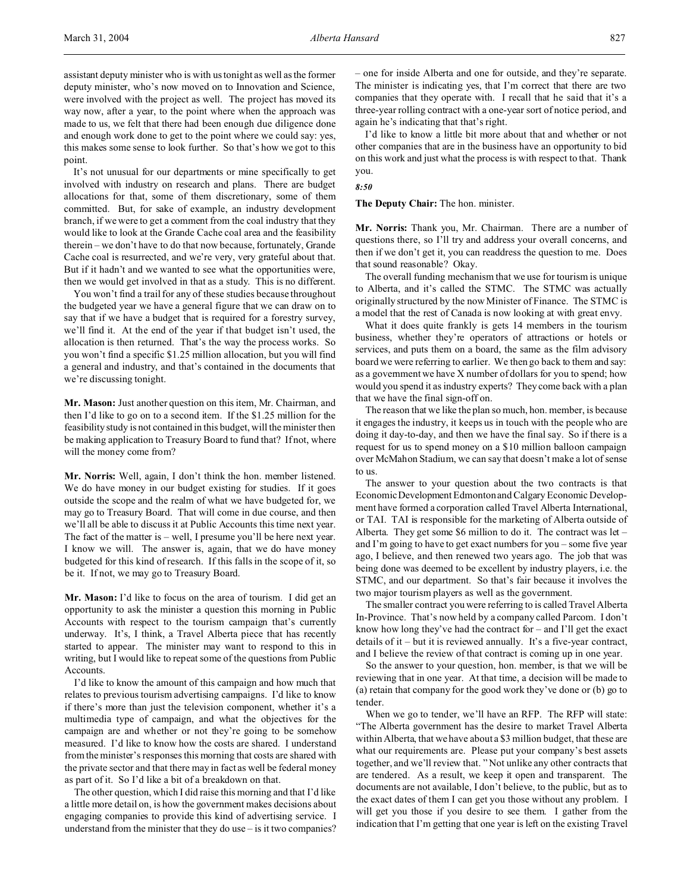assistant deputy minister who is with us tonight as well as the former deputy minister, who's now moved on to Innovation and Science, were involved with the project as well. The project has moved its way now, after a year, to the point where when the approach was made to us, we felt that there had been enough due diligence done and enough work done to get to the point where we could say: yes, this makes some sense to look further. So that's how we got to this point.

It's not unusual for our departments or mine specifically to get involved with industry on research and plans. There are budget allocations for that, some of them discretionary, some of them committed. But, for sake of example, an industry development branch, if we were to get a comment from the coal industry that they would like to look at the Grande Cache coal area and the feasibility therein – we don't have to do that now because, fortunately, Grande Cache coal is resurrected, and we're very, very grateful about that. But if it hadn't and we wanted to see what the opportunities were, then we would get involved in that as a study. This is no different.

You won't find a trail for any of these studies because throughout the budgeted year we have a general figure that we can draw on to say that if we have a budget that is required for a forestry survey, we'll find it. At the end of the year if that budget isn't used, the allocation is then returned. That's the way the process works. So you won't find a specific $1.25 million allocation, but you will find a general and industry, and that's contained in the documents that we're discussing tonight.

**Mr. Mason:** Just another question on this item, Mr. Chairman, and then I'd like to go on to a second item. If the $1.25 million for the feasibility study is not contained in this budget, will the minister then be making application to Treasury Board to fund that? If not, where will the money come from?

**Mr. Norris:** Well, again, I don't think the hon. member listened. We do have money in our budget existing for studies. If it goes outside the scope and the realm of what we have budgeted for, we may go to Treasury Board. That will come in due course, and then we'll all be able to discuss it at Public Accounts this time next year. The fact of the matter is – well, I presume you'll be here next year. I know we will. The answer is, again, that we do have money budgeted for this kind of research. If this falls in the scope of it, so be it. If not, we may go to Treasury Board.

**Mr. Mason:** I'd like to focus on the area of tourism. I did get an opportunity to ask the minister a question this morning in Public Accounts with respect to the tourism campaign that's currently underway. It's, I think, a Travel Alberta piece that has recently started to appear. The minister may want to respond to this in writing, but I would like to repeat some of the questions from Public Accounts.

I'd like to know the amount of this campaign and how much that relates to previous tourism advertising campaigns. I'd like to know if there's more than just the television component, whether it's a multimedia type of campaign, and what the objectives for the campaign are and whether or not they're going to be somehow measured. I'd like to know how the costs are shared. I understand from the minister's responses this morning that costs are shared with the private sector and that there may in fact as well be federal money as part of it. So I'd like a bit of a breakdown on that.

The other question, which I did raise this morning and that I'd like a little more detail on, is how the government makes decisions about engaging companies to provide this kind of advertising service. I understand from the minister that they do use – is it two companies? – one for inside Alberta and one for outside, and they're separate. The minister is indicating yes, that I'm correct that there are two companies that they operate with. I recall that he said that it's a three-year rolling contract with a one-year sort of notice period, and again he's indicating that that's right.

I'd like to know a little bit more about that and whether or not other companies that are in the business have an opportunity to bid on this work and just what the process is with respect to that. Thank you.

*8:50*

**The Deputy Chair:** The hon. minister.

**Mr. Norris:** Thank you, Mr. Chairman. There are a number of questions there, so I'll try and address your overall concerns, and then if we don't get it, you can readdress the question to me. Does that sound reasonable? Okay.

The overall funding mechanism that we use for tourism is unique to Alberta, and it's called the STMC. The STMC was actually originally structured by the now Minister of Finance. The STMC is a model that the rest of Canada is now looking at with great envy.

What it does quite frankly is gets 14 members in the tourism business, whether they're operators of attractions or hotels or services, and puts them on a board, the same as the film advisory board we were referring to earlier. We then go back to them and say: as a government we have X number of dollars for you to spend; how would you spend it as industry experts? They come back with a plan that we have the final sign-off on.

The reason that we like the plan so much, hon. member, is because it engages the industry, it keeps us in touch with the people who are doing it day-to-day, and then we have the final say. So if there is a request for us to spend money on a $10 million balloon campaign over McMahon Stadium, we can say that doesn't make a lot of sense to us.

The answer to your question about the two contracts is that Economic Development Edmonton and Calgary Economic Development have formed a corporation called Travel Alberta International, or TAI. TAI is responsible for the marketing of Alberta outside of Alberta. They get $6 million to do it. The contract was let – and I'm going to have to get exact numbers for you – some five year ago, I believe, and then renewed two years ago. The job that was being done was deemed to be excellent by industry players, i.e. the STMC, and our department. So that's fair because it involves the two major tourism players as well as the government.

The smaller contract you were referring to is called Travel Alberta In-Province. That's now held by a company called Parcom. I don't know how long they've had the contract for – and I'll get the exact details of it – but it is reviewed annually. It's a five-year contract, and I believe the review of that contract is coming up in one year.

So the answer to your question, hon. member, is that we will be reviewing that in one year. At that time, a decision will be made to (a) retain that company for the good work they've done or (b) go to tender.

When we go to tender, we'll have an RFP. The RFP will state: "The Alberta government has the desire to market Travel Alberta within Alberta, that we have about a $3 million budget, that these are what our requirements are. Please put your company's best assets together, and we'll review that. " Not unlike any other contracts that are tendered. As a result, we keep it open and transparent. The documents are not available, I don't believe, to the public, but as to the exact dates of them I can get you those without any problem. I will get you those if you desire to see them. I gather from the indication that I'm getting that one year is left on the existing Travel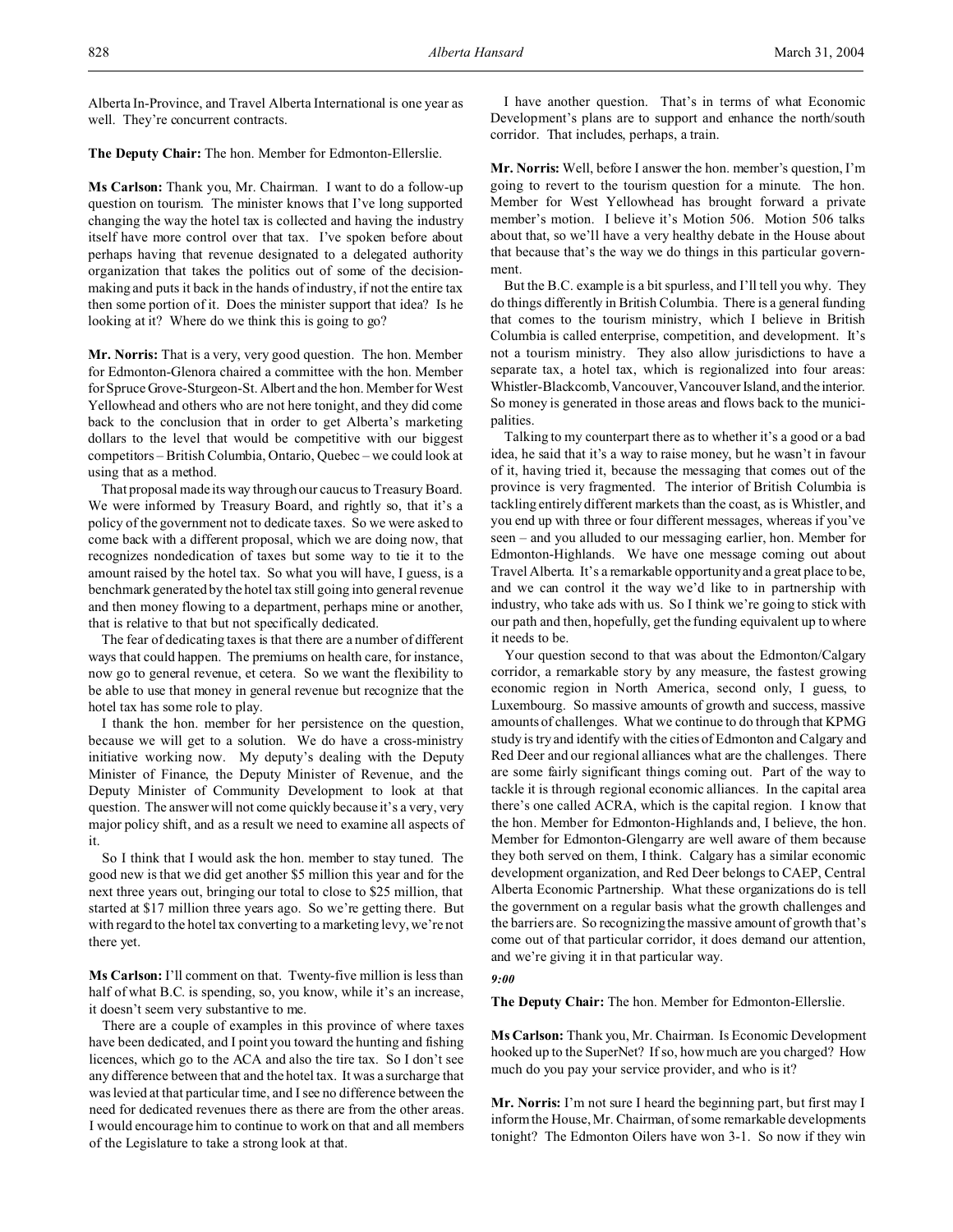Alberta In-Province, and Travel Alberta International is one year as well. They're concurrent contracts.

**The Deputy Chair:** The hon. Member for Edmonton-Ellerslie.

**Ms Carlson:** Thank you, Mr. Chairman. I want to do a follow-up question on tourism. The minister knows that I've long supported changing the way the hotel tax is collected and having the industry itself have more control over that tax. I've spoken before about perhaps having that revenue designated to a delegated authority organization that takes the politics out of some of the decision-making and puts it back in the hands of industry, if not the entire tax then some portion of it. Does the minister support that idea? Is he looking at it? Where do we think this is going to go?

**Mr. Norris:** That is a very, very good question. The hon. Member for Edmonton-Glenora chaired a committee with the hon. Member for Spruce Grove-Sturgeon-St. Albert and the hon. Member for West Yellowhead and others who are not here tonight, and they did come back to the conclusion that in order to get Alberta's marketing dollars to the level that would be competitive with our biggest competitors – British Columbia, Ontario, Quebec – we could look at using that as a method.

That proposal made its way through our caucus to Treasury Board. We were informed by Treasury Board, and rightly so, that it's a policy of the government not to dedicate taxes. So we were asked to come back with a different proposal, which we are doing now, that recognizes nondedication of taxes but some way to tie it to the amount raised by the hotel tax. So what you will have, I guess, is a benchmark generated by the hotel tax still going into general revenue and then money flowing to a department, perhaps mine or another, that is relative to that but not specifically dedicated.

The fear of dedicating taxes is that there are a number of different ways that could happen. The premiums on health care, for instance, now go to general revenue, et cetera. So we want the flexibility to be able to use that money in general revenue but recognize that the hotel tax has some role to play.

I thank the hon. member for her persistence on the question, because we will get to a solution. We do have a cross-ministry initiative working now. My deputy's dealing with the Deputy Minister of Finance, the Deputy Minister of Revenue, and the Deputy Minister of Community Development to look at that question. The answer will not come quickly because it's a very, very major policy shift, and as a result we need to examine all aspects of it.

So I think that I would ask the hon. member to stay tuned. The good news is that we did get another $5 million this year and for the next three years out, bringing our total to close to $25 million, that started at $17 million three years ago. So we're getting there. But with regard to the hotel tax converting to a marketing levy, we're not there yet.

**Ms Carlson:** I'll comment on that. Twenty-five million is less than half of what B.C. is spending, so, you know, while it's an increase, it doesn't seem very substantive to me.

There are a couple of examples in this province of where taxes have been dedicated, and I point you toward the hunting and fishing licences, which go to the ACA and also the tire tax. So I don't see any difference between that and the hotel tax. It was a surcharge that was levied at that particular time, and I see no difference between the need for dedicated revenues there as there are from the other areas. I would encourage him to continue to work on that and all members of the Legislature to take a strong look at that.

I have another question. That's in terms of what Economic Development's plans are to support and enhance the north/south corridor. That includes, perhaps, a train.

**Mr. Norris:** Well, before I answer the hon. member's question, I'm going to revert to the tourism question for a minute. The hon. Member for West Yellowhead has brought forward a private member's motion. I believe it's Motion 506. Motion 506 talks about that, so we'll have a very healthy debate in the House about that because that's the way we do things in this particular government.

But the B.C. example is a bit spurless, and I'll tell you why. They do things differently in British Columbia. There is a general funding that comes to the tourism ministry, which I believe in British Columbia is called enterprise, competition, and development. It's not a tourism ministry. They also allow jurisdictions to have a separate tax, a hotel tax, which is regionalized into four areas: Whistler-Blackcomb, Vancouver, Vancouver Island, and the interior. So money is generated in those areas and flows back to the municipalities.

Talking to my counterpart there as to whether it's a good or a bad idea, he said that it's a way to raise money, but he wasn't in favour of it, having tried it, because the messaging that comes out of the province is very fragmented. The interior of British Columbia is tackling entirely different markets than the coast, as is Whistler, and you end up with three or four different messages, whereas if you've seen – and you alluded to our messaging earlier, hon. Member for Edmonton-Highlands. We have one message coming out about Travel Alberta. It's a remarkable opportunity and a great place to be, and we can control it the way we'd like to in partnership with industry, who take ads with us. So I think we're going to stick with our path and then, hopefully, get the funding equivalent up to where it needs to be.

Your question second to that was about the Edmonton/Calgary corridor, a remarkable story by any measure, the fastest growing economic region in North America, second only, I guess, to Luxembourg. So massive amounts of growth and success, massive amounts of challenges. What we continue to do through that KPMG study is try and identify with the cities of Edmonton and Calgary and Red Deer and our regional alliances what are the challenges. There are some fairly significant things coming out. Part of the way to tackle it is through regional economic alliances. In the capital area there's one called ACRA, which is the capital region. I know that the hon. Member for Edmonton-Highlands and, I believe, the hon. Member for Edmonton-Glengarry are well aware of them because they both served on them, I think. Calgary has a similar economic development organization, and Red Deer belongs to CAEP, Central Alberta Economic Partnership. What these organizations do is tell the government on a regular basis what the growth challenges and the barriers are. So recognizing the massive amount of growth that's come out of that particular corridor, it does demand our attention, and we're giving it in that particular way.

*9:00*

**The Deputy Chair:** The hon. Member for Edmonton-Ellerslie.

**Ms Carlson:** Thank you, Mr. Chairman. Is Economic Development hooked up to the SuperNet? If so, how much are you charged? How much do you pay your service provider, and who is it?

**Mr. Norris:** I'm not sure I heard the beginning part, but first may I inform the House, Mr. Chairman, of some remarkable developments tonight? The Edmonton Oilers have won 3-1. So now if they win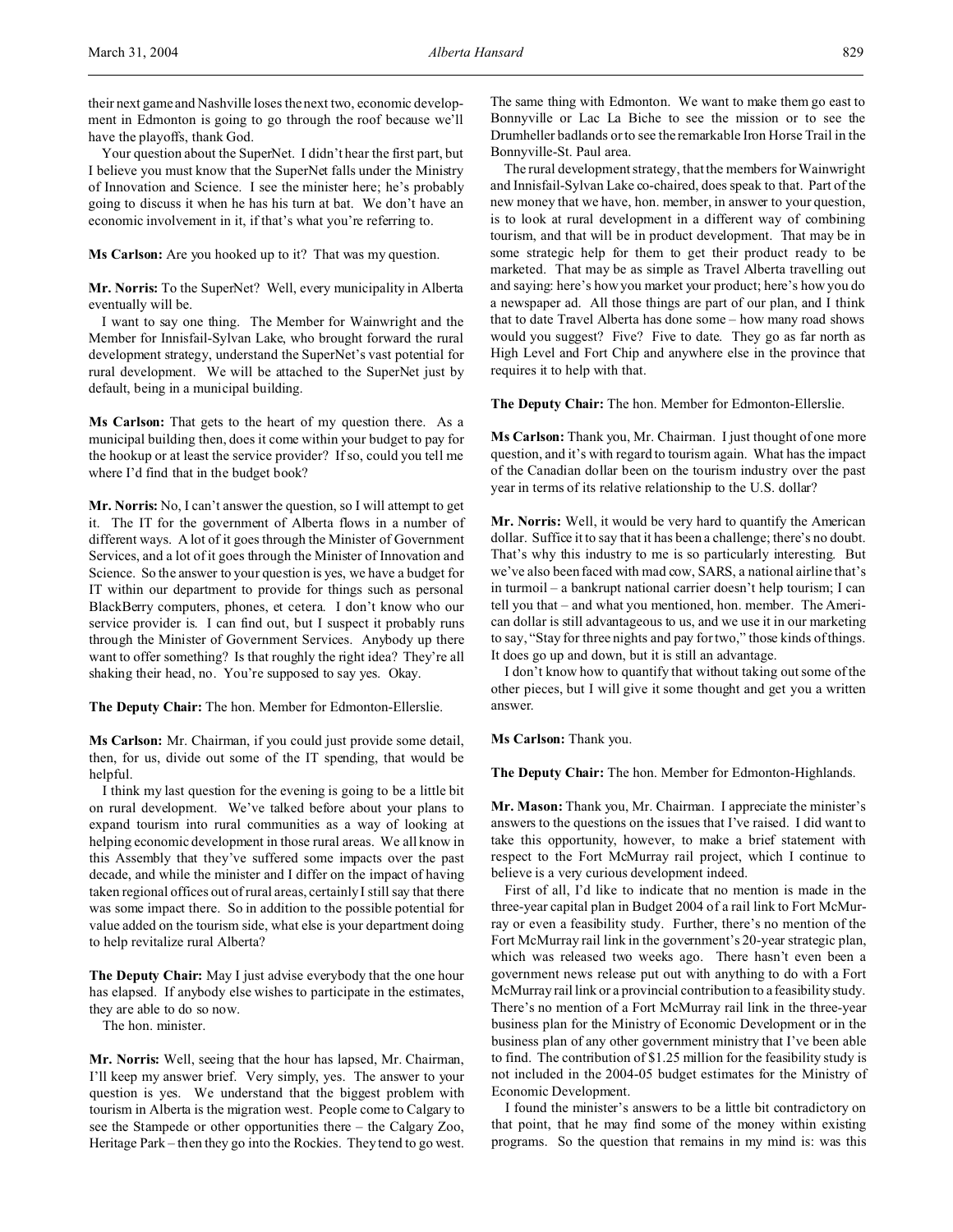their next game and Nashville loses the next two, economic development in Edmonton is going to go through the roof because we'll have the playoffs, thank God.

Your question about the SuperNet. I didn't hear the first part, but I believe you must know that the SuperNet falls under the Ministry of Innovation and Science. I see the minister here; he's probably going to discuss it when he has his turn at bat. We don't have an economic involvement in it, if that's what you're referring to.

**Ms Carlson:** Are you hooked up to it? That was my question.

**Mr. Norris:** To the SuperNet? Well, every municipality in Alberta eventually will be.

I want to say one thing. The Member for Wainwright and the Member for Innisfail-Sylvan Lake, who brought forward the rural development strategy, understand the SuperNet's vast potential for rural development. We will be attached to the SuperNet just by default, being in a municipal building.

**Ms Carlson:** That gets to the heart of my question there. As a municipal building then, does it come within your budget to pay for the hookup or at least the service provider? If so, could you tell me where I'd find that in the budget book?

**Mr. Norris:** No, I can't answer the question, so I will attempt to get it. The IT for the government of Alberta flows in a number of different ways. A lot of it goes through the Minister of Government Services, and a lot of it goes through the Minister of Innovation and Science. So the answer to your question is yes, we have a budget for IT within our department to provide for things such as personal BlackBerry computers, phones, et cetera. I don't know who our service provider is. I can find out, but I suspect it probably runs through the Minister of Government Services. Anybody up there want to offer something? Is that roughly the right idea? They're all shaking their head, no. You're supposed to say yes. Okay.

**The Deputy Chair:** The hon. Member for Edmonton-Ellerslie.

**Ms Carlson:** Mr. Chairman, if you could just provide some detail, then, for us, divide out some of the IT spending, that would be helpful.

I think my last question for the evening is going to be a little bit on rural development. We've talked before about your plans to expand tourism into rural communities as a way of looking at helping economic development in those rural areas. We all know in this Assembly that they've suffered some impacts over the past decade, and while the minister and I differ on the impact of having taken regional offices out of rural areas, certainly I still say that there was some impact there. So in addition to the possible potential for value added on the tourism side, what else is your department doing to help revitalize rural Alberta?

**The Deputy Chair:** May I just advise everybody that the one hour has elapsed. If anybody else wishes to participate in the estimates, they are able to do so now.

The hon. minister.

**Mr. Norris:** Well, seeing that the hour has lapsed, Mr. Chairman, I'll keep my answer brief. Very simply, yes. The answer to your question is yes. We understand that the biggest problem with tourism in Alberta is the migration west. People come to Calgary to see the Stampede or other opportunities there – the Calgary Zoo, Heritage Park – then they go into the Rockies. They tend to go west. The same thing with Edmonton. We want to make them go east to Bonnyville or Lac La Biche to see the mission or to see the Drumheller badlands or to see the remarkable Iron Horse Trail in the Bonnyville-St. Paul area.

The rural development strategy, that the members for Wainwright and Innisfail-Sylvan Lake co-chaired, does speak to that. Part of the new money that we have, hon. member, in answer to your question, is to look at rural development in a different way of combining tourism, and that will be in product development. That may be in some strategic help for them to get their product ready to be marketed. That may be as simple as Travel Alberta travelling out and saying: here's how you market your product; here's how you do a newspaper ad. All those things are part of our plan, and I think that to date Travel Alberta has done some – how many road shows would you suggest? Five? Five to date. They go as far north as High Level and Fort Chip and anywhere else in the province that requires it to help with that.

**The Deputy Chair:** The hon. Member for Edmonton-Ellerslie.

**Ms Carlson:** Thank you, Mr. Chairman. I just thought of one more question, and it's with regard to tourism again. What has the impact of the Canadian dollar been on the tourism industry over the past year in terms of its relative relationship to the U.S. dollar?

**Mr. Norris:** Well, it would be very hard to quantify the American dollar. Suffice it to say that it has been a challenge; there's no doubt. That's why this industry to me is so particularly interesting. But we've also been faced with mad cow, SARS, a national airline that's in turmoil – a bankrupt national carrier doesn't help tourism; I can tell you that – and what you mentioned, hon. member. The American dollar is still advantageous to us, and we use it in our marketing to say, "Stay for three nights and pay for two," those kinds of things. It does go up and down, but it is still an advantage.

I don't know how to quantify that without taking out some of the other pieces, but I will give it some thought and get you a written answer.

**Ms Carlson:** Thank you.

**The Deputy Chair:** The hon. Member for Edmonton-Highlands.

**Mr. Mason:** Thank you, Mr. Chairman. I appreciate the minister's answers to the questions on the issues that I've raised. I did want to take this opportunity, however, to make a brief statement with respect to the Fort McMurray rail project, which I continue to believe is a very curious development indeed.

First of all, I'd like to indicate that no mention is made in the three-year capital plan in Budget 2004 of a rail link to Fort McMurray or even a feasibility study. Further, there's no mention of the Fort McMurray rail link in the government's 20-year strategic plan, which was released two weeks ago. There hasn't even been a government news release put out with anything to do with a Fort McMurray rail link or a provincial contribution to a feasibility study. There's no mention of a Fort McMurray rail link in the three-year business plan for the Ministry of Economic Development or in the business plan of any other government ministry that I've been able to find. The contribution of $1.25 million for the feasibility study is not included in the 2004-05 budget estimates for the Ministry of Economic Development.

I found the minister's answers to be a little bit contradictory on that point, that he may find some of the money within existing programs. So the question that remains in my mind is: was this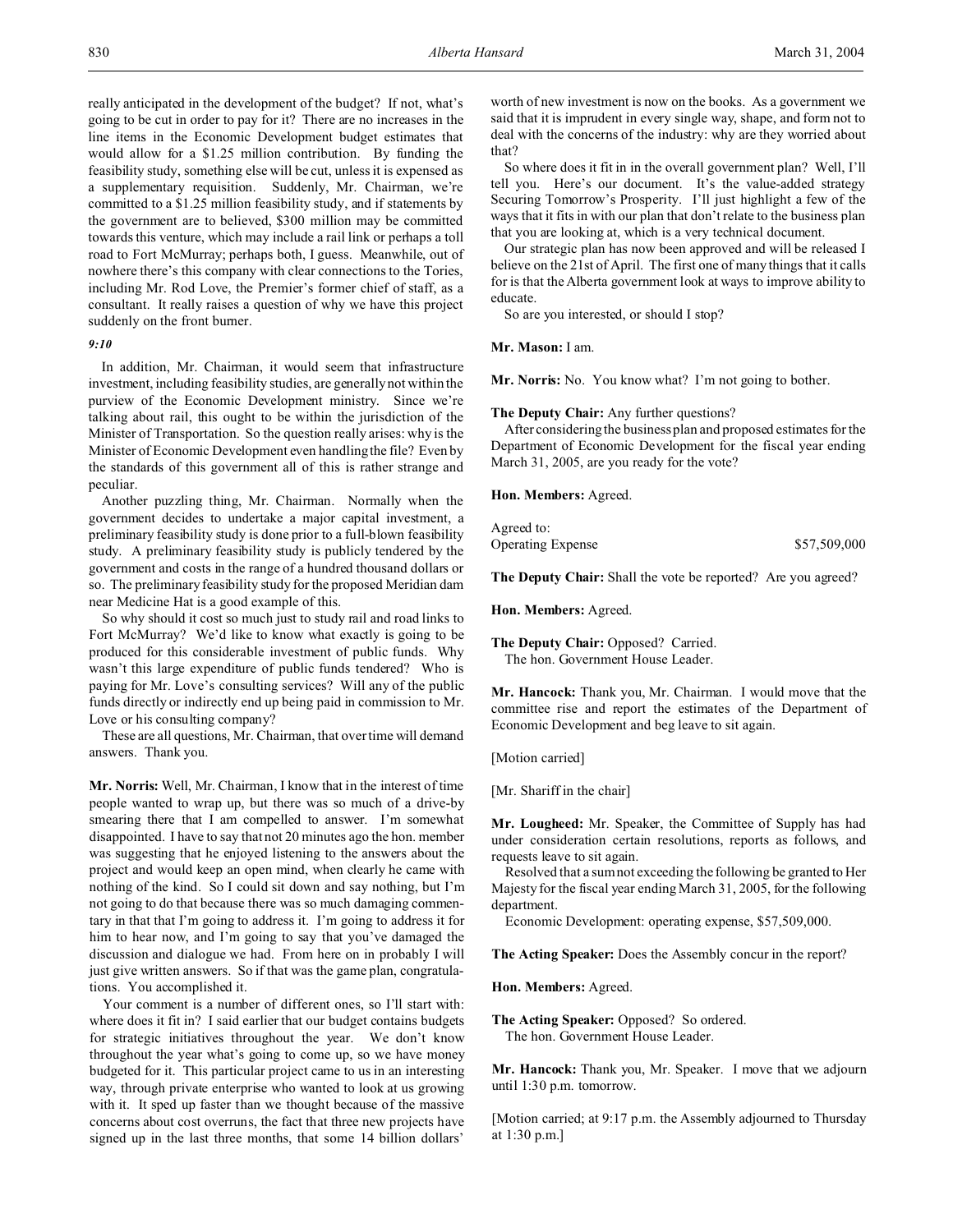really anticipated in the development of the budget? If not, what's going to be cut in order to pay for it? There are no increases in the line items in the Economic Development budget estimates that would allow for a $1.25 million contribution. By funding the feasibility study, something else will be cut, unless it is expensed as a supplementary requisition. Suddenly, Mr. Chairman, we're committed to a $1.25 million feasibility study, and if statements by the government are to believed, $300 million may be committed towards this venture, which may include a rail link or perhaps a toll road to Fort McMurray; perhaps both, I guess. Meanwhile, out of nowhere there's this company with clear connections to the Tories, including Mr. Rod Love, the Premier's former chief of staff, as a consultant. It really raises a question of why we have this project suddenly on the front burner.

*9:10*

In addition, Mr. Chairman, it would seem that infrastructure investment, including feasibility studies, are generally not within the purview of the Economic Development ministry. Since we're talking about rail, this ought to be within the jurisdiction of the Minister of Transportation. So the question really arises: why is the Minister of Economic Development even handling the file? Even by the standards of this government all of this is rather strange and peculiar.

Another puzzling thing, Mr. Chairman. Normally when the government decides to undertake a major capital investment, a preliminary feasibility study is done prior to a full-blown feasibility study. A preliminary feasibility study is publicly tendered by the government and costs in the range of a hundred thousand dollars or so. The preliminary feasibility study for the proposed Meridian dam near Medicine Hat is a good example of this.

So why should it cost so much just to study rail and road links to Fort McMurray? We'd like to know what exactly is going to be produced for this considerable investment of public funds. Why wasn't this large expenditure of public funds tendered? Who is paying for Mr. Love's consulting services? Will any of the public funds directly or indirectly end up being paid in commission to Mr. Love or his consulting company?

These are all questions, Mr. Chairman, that over time will demand answers. Thank you.

**Mr. Norris:** Well, Mr. Chairman, I know that in the interest of time people wanted to wrap up, but there was so much of a drive-by smearing there that I am compelled to answer. I'm somewhat disappointed. I have to say that not 20 minutes ago the hon. member was suggesting that he enjoyed listening to the answers about the project and would keep an open mind, when clearly he came with nothing of the kind. So I could sit down and say nothing, but I'm not going to do that because there was so much damaging commentary in that that I'm going to address it. I'm going to address it for him to hear now, and I'm going to say that you've damaged the discussion and dialogue we had. From here on in probably I will just give written answers. So if that was the game plan, congratulations. You accomplished it.

Your comment is a number of different ones, so I'll start with: where does it fit in? I said earlier that our budget contains budgets for strategic initiatives throughout the year. We don't know throughout the year what's going to come up, so we have money budgeted for it. This particular project came to us in an interesting way, through private enterprise who wanted to look at us growing with it. It sped up faster than we thought because of the massive concerns about cost overruns, the fact that three new projects have signed up in the last three months, that some 14 billion dollars' worth of new investment is now on the books. As a government we said that it is imprudent in every single way, shape, and form not to deal with the concerns of the industry: why are they worried about that?

So where does it fit in in the overall government plan? Well, I'll tell you. Here's our document. It's the value-added strategy Securing Tomorrow's Prosperity. I'll just highlight a few of the ways that it fits in with our plan that don't relate to the business plan that you are looking at, which is a very technical document.

Our strategic plan has now been approved and will be released I believe on the 21st of April. The first one of many things that it calls for is that the Alberta government look at ways to improve ability to educate.

So are you interested, or should I stop?

**Mr. Mason:** I am.

**Mr. Norris:** No. You know what? I'm not going to bother.

**The Deputy Chair:** Any further questions?

After considering the business plan and proposed estimates for the Department of Economic Development for the fiscal year ending March 31, 2005, are you ready for the vote?

**Hon. Members:** Agreed.

| | |
|---|---|
| Agreed to: | |
| Operating Expense | $57,509,000 |

**The Deputy Chair:** Shall the vote be reported? Are you agreed?

**Hon. Members:** Agreed.

**The Deputy Chair:** Opposed? Carried.

The hon. Government House Leader.

**Mr. Hancock:** Thank you, Mr. Chairman. I would move that the committee rise and report the estimates of the Department of Economic Development and beg leave to sit again.

[Motion carried]

[Mr. Shariff in the chair]

**Mr. Lougheed:** Mr. Speaker, the Committee of Supply has had under consideration certain resolutions, reports as follows, and requests leave to sit again.

Resolved that a sum not exceeding the following be granted to Her Majesty for the fiscal year ending March 31, 2005, for the following department.

Economic Development: operating expense, $57,509,000.

**The Acting Speaker:** Does the Assembly concur in the report?

**Hon. Members:** Agreed.

**The Acting Speaker:** Opposed? So ordered.

The hon. Government House Leader.

**Mr. Hancock:** Thank you, Mr. Speaker. I move that we adjourn until 1:30 p.m. tomorrow.

[Motion carried; at 9:17 p.m. the Assembly adjourned to Thursday at 1:30 p.m.]